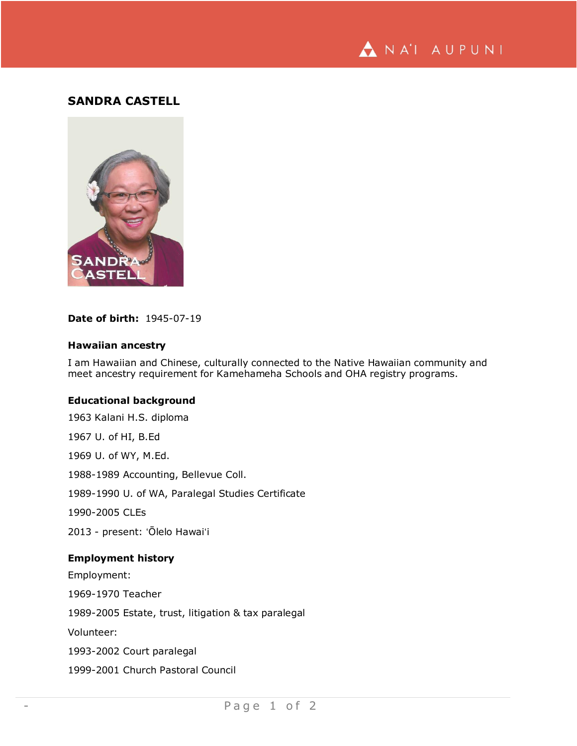# SANDRA CASTELL

**Date of birth:** 1945-07-19

### Hawaiian ancestry

I am Hawaiian and Chinese, culturally connected to the Native Hawaiian community and meet ancestry requirement for Kamehameha Schools and OHA registry programs.

### Educational background

1963 Kalani H.S. diploma

1967 U. of HI, B.Ed

1969 U. of WY, M.Ed.

1988-1989 Accounting, Bellevue Coll.

1989-1990 U. of WA, Paralegal Studies Certificate

1990-2005 CLEs

2013 - present: ʻŌlelo Hawaiʻi

### Employment history

Employment:

1969-1970 Teacher

1989-2005 Estate, trust, litigation & tax paralegal

Volunteer:

1993-2002 Court paralegal

1999-2001 Church Pastoral Council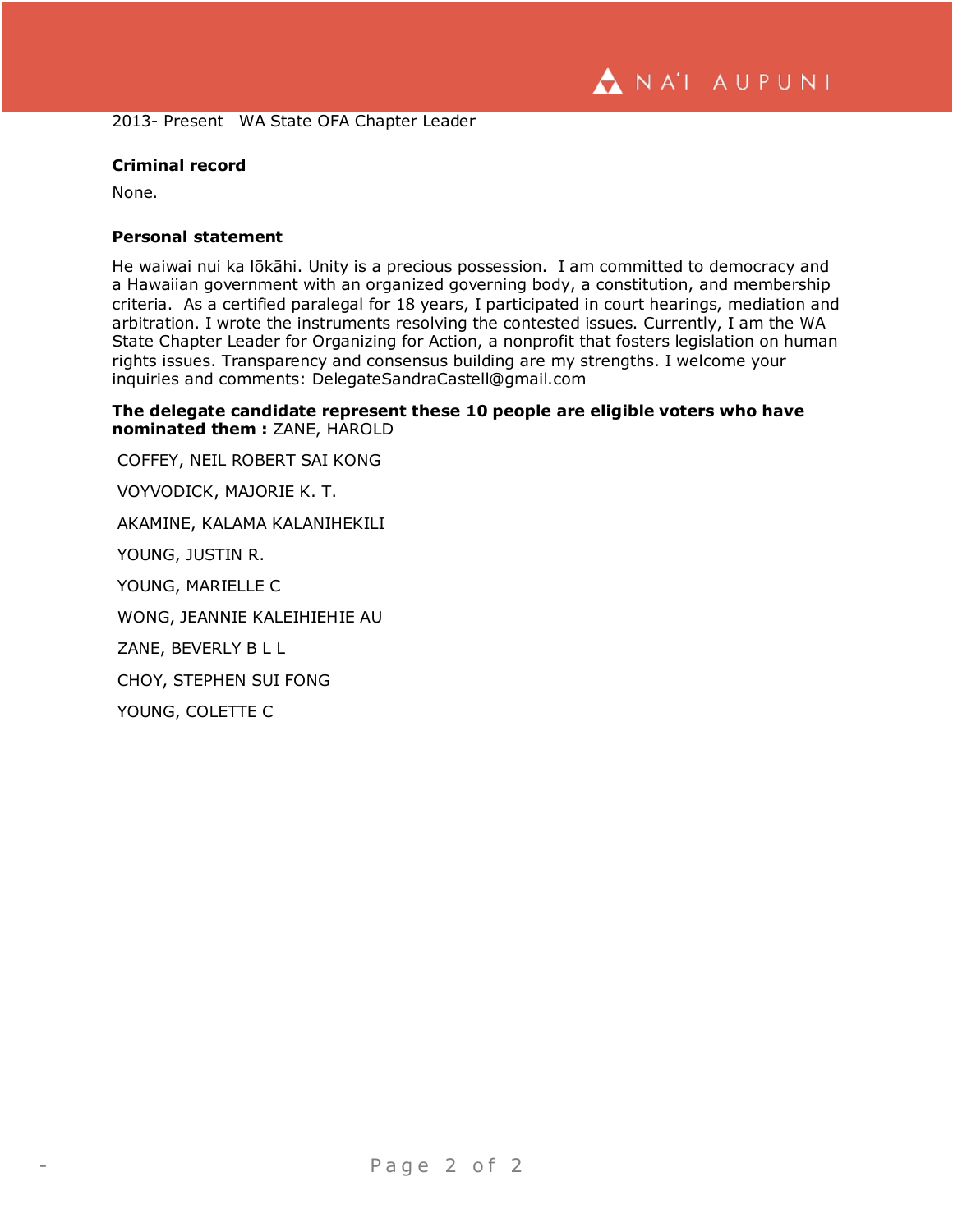2013- Present WA State OFA Chapter Leader

**Criminal record**

None.

**Personal statement**

He waiwai nui ka lōkāhi. Unity is a precious possession. I am committed to democracy and a Hawaiian government with an organized governing body, a constitution, and membership criteria. As a certified paralegal for 18 years, I participated in court hearings, mediation and arbitration. I wrote the instruments resolving the contested issues. Currently, I am the WA State Chapter Leader for Organizing for Action, a nonprofit that fosters legislation on human rights issues. Transparency and consensus building are my strengths. I welcome your inquiries and comments: DelegateSandraCastell@gmail.com

**The delegate candidate represent these 10 people are eligible voters who have nominated them :** ZANE, HAROLD

COFFEY, NEIL ROBERT SAI KONG

VOYVODICK, MAJORIE K. T.

AKAMINE, KALAMA KALANIHEKILI

YOUNG, JUSTIN R.

YOUNG, MARIELLE C

WONG, JEANNIE KALEIHIEHIE AU

ZANE, BEVERLY B L L

CHOY, STEPHEN SUI FONG

YOUNG, COLETTE C